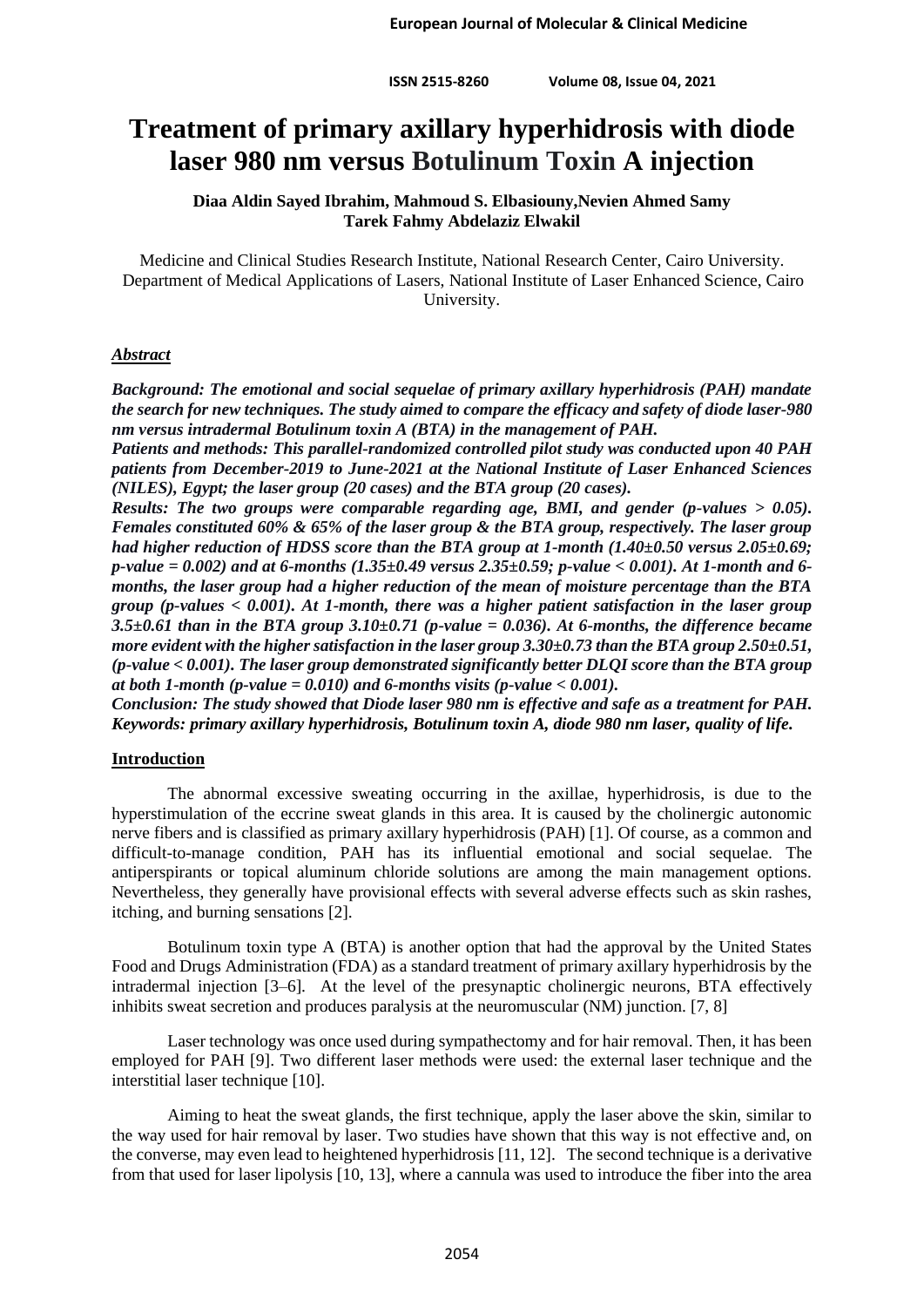# Treatment of primary axillary hyperhidrosis with diode laser 980 nm versus Botulinum Toxin A injection

**Diaa Aldin Sayed Ibrahim, Mahmoud S. Elbasiouny,Nevien Ahmed Samy**
**Tarek Fahmy Abdelaziz Elwakil**

Medicine and Clinical Studies Research Institute, National Research Center, Cairo University.
Department of Medical Applications of Lasers, National Institute of Laser Enhanced Science, Cairo University.

## *Abstract*

***Background: The emotional and social sequelae of primary axillary hyperhidrosis (PAH) mandate the search for new techniques. The study aimed to compare the efficacy and safety of diode laser-980 nm versus intradermal Botulinum toxin A (BTA) in the management of PAH.***

***Patients and methods: This parallel-randomized controlled pilot study was conducted upon 40 PAH patients from December-2019 to June-2021 at the National Institute of Laser Enhanced Sciences (NILES), Egypt; the laser group (20 cases) and the BTA group (20 cases).***

***Results: The two groups were comparable regarding age, BMI, and gender (p-values > 0.05). Females constituted 60% & 65% of the laser group & the BTA group, respectively. The laser group had higher reduction of HDSS score than the BTA group at 1-month (1.40±0.50 versus 2.05±0.69; p-value = 0.002) and at 6-months (1.35±0.49 versus 2.35±0.59; p-value < 0.001). At 1-month and 6-months, the laser group had a higher reduction of the mean of moisture percentage than the BTA group (p-values < 0.001). At 1-month, there was a higher patient satisfaction in the laser group 3.5±0.61 than in the BTA group 3.10±0.71 (p-value = 0.036). At 6-months, the difference became more evident with the higher satisfaction in the laser group 3.30±0.73 than the BTA group 2.50±0.51, (p-value < 0.001). The laser group demonstrated significantly better DLQI score than the BTA group at both 1-month (p-value = 0.010) and 6-months visits (p-value < 0.001).***

***Conclusion: The study showed that Diode laser 980 nm is effective and safe as a treatment for PAH.***

***Keywords: primary axillary hyperhidrosis, Botulinum toxin A, diode 980 nm laser, quality of life.***

## Introduction

The abnormal excessive sweating occurring in the axillae, hyperhidrosis, is due to the hyperstimulation of the eccrine sweat glands in this area. It is caused by the cholinergic autonomic nerve fibers and is classified as primary axillary hyperhidrosis (PAH) [1]. Of course, as a common and difficult-to-manage condition, PAH has its influential emotional and social sequelae. The antiperspirants or topical aluminum chloride solutions are among the main management options. Nevertheless, they generally have provisional effects with several adverse effects such as skin rashes, itching, and burning sensations [2].

Botulinum toxin type A (BTA) is another option that had the approval by the United States Food and Drugs Administration (FDA) as a standard treatment of primary axillary hyperhidrosis by the intradermal injection [3–6]. At the level of the presynaptic cholinergic neurons, BTA effectively inhibits sweat secretion and produces paralysis at the neuromuscular (NM) junction. [7, 8]

Laser technology was once used during sympathectomy and for hair removal. Then, it has been employed for PAH [9]. Two different laser methods were used: the external laser technique and the interstitial laser technique [10].

Aiming to heat the sweat glands, the first technique, apply the laser above the skin, similar to the way used for hair removal by laser. Two studies have shown that this way is not effective and, on the converse, may even lead to heightened hyperhidrosis [11, 12]. The second technique is a derivative from that used for laser lipolysis [10, 13], where a cannula was used to introduce the fiber into the area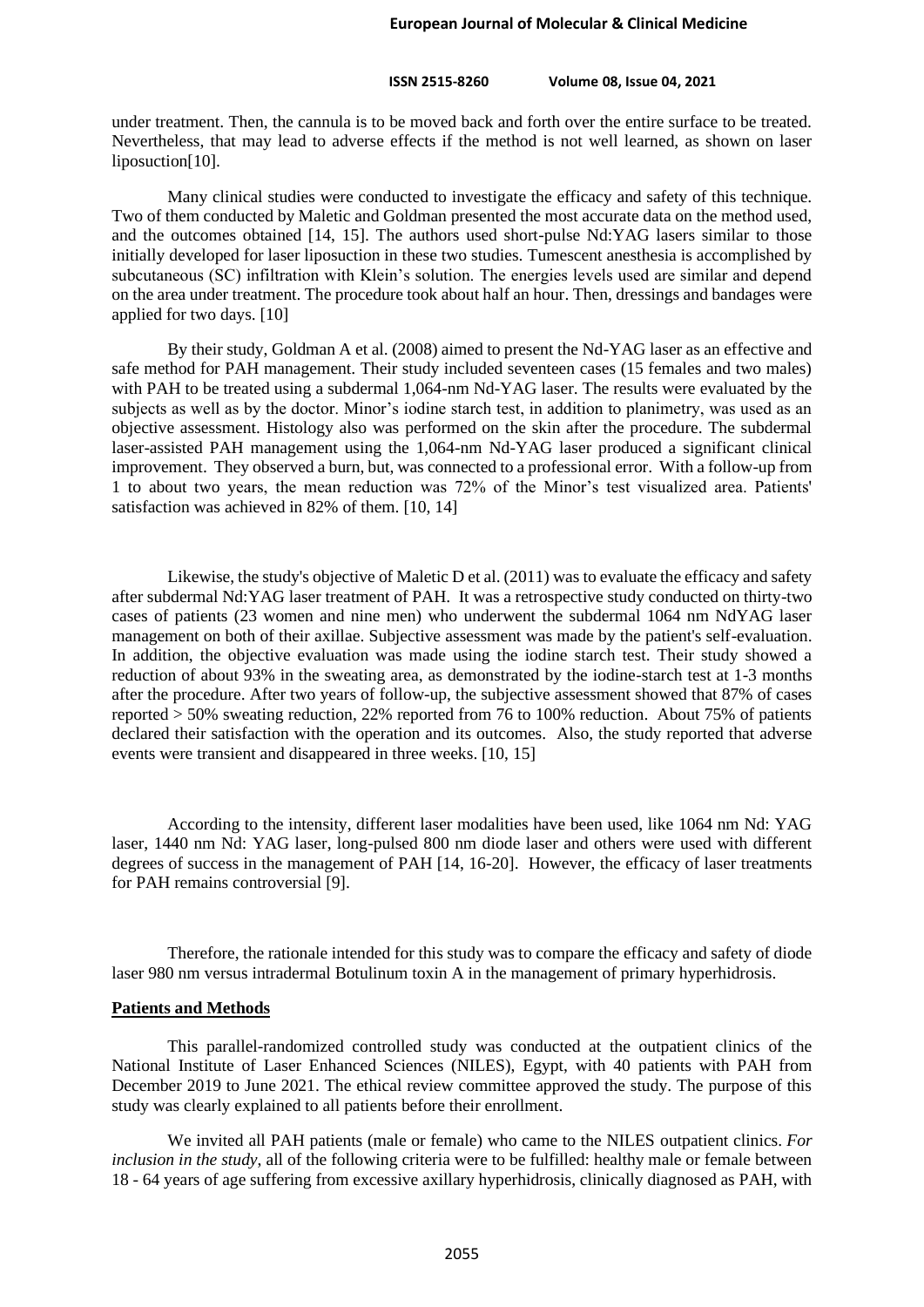under treatment. Then, the cannula is to be moved back and forth over the entire surface to be treated. Nevertheless, that may lead to adverse effects if the method is not well learned, as shown on laser liposuction[10].

Many clinical studies were conducted to investigate the efficacy and safety of this technique. Two of them conducted by Maletic and Goldman presented the most accurate data on the method used, and the outcomes obtained [14, 15]. The authors used short-pulse Nd:YAG lasers similar to those initially developed for laser liposuction in these two studies. Tumescent anesthesia is accomplished by subcutaneous (SC) infiltration with Klein's solution. The energies levels used are similar and depend on the area under treatment. The procedure took about half an hour. Then, dressings and bandages were applied for two days. [10]

By their study, Goldman A et al. (2008) aimed to present the Nd-YAG laser as an effective and safe method for PAH management. Their study included seventeen cases (15 females and two males) with PAH to be treated using a subdermal 1,064-nm Nd-YAG laser. The results were evaluated by the subjects as well as by the doctor. Minor's iodine starch test, in addition to planimetry, was used as an objective assessment. Histology also was performed on the skin after the procedure. The subdermal laser-assisted PAH management using the 1,064-nm Nd-YAG laser produced a significant clinical improvement. They observed a burn, but, was connected to a professional error. With a follow-up from 1 to about two years, the mean reduction was 72% of the Minor's test visualized area. Patients' satisfaction was achieved in 82% of them. [10, 14]

Likewise, the study's objective of Maletic D et al. (2011) was to evaluate the efficacy and safety after subdermal Nd:YAG laser treatment of PAH. It was a retrospective study conducted on thirty-two cases of patients (23 women and nine men) who underwent the subdermal 1064 nm NdYAG laser management on both of their axillae. Subjective assessment was made by the patient's self-evaluation. In addition, the objective evaluation was made using the iodine starch test. Their study showed a reduction of about 93% in the sweating area, as demonstrated by the iodine-starch test at 1-3 months after the procedure. After two years of follow-up, the subjective assessment showed that 87% of cases reported > 50% sweating reduction, 22% reported from 76 to 100% reduction. About 75% of patients declared their satisfaction with the operation and its outcomes. Also, the study reported that adverse events were transient and disappeared in three weeks. [10, 15]

According to the intensity, different laser modalities have been used, like 1064 nm Nd: YAG laser, 1440 nm Nd: YAG laser, long-pulsed 800 nm diode laser and others were used with different degrees of success in the management of PAH [14, 16-20]. However, the efficacy of laser treatments for PAH remains controversial [9].

Therefore, the rationale intended for this study was to compare the efficacy and safety of diode laser 980 nm versus intradermal Botulinum toxin A in the management of primary hyperhidrosis.

## Patients and Methods

This parallel-randomized controlled study was conducted at the outpatient clinics of the National Institute of Laser Enhanced Sciences (NILES), Egypt, with 40 patients with PAH from December 2019 to June 2021. The ethical review committee approved the study. The purpose of this study was clearly explained to all patients before their enrollment.

We invited all PAH patients (male or female) who came to the NILES outpatient clinics. *For inclusion in the study*, all of the following criteria were to be fulfilled: healthy male or female between 18 - 64 years of age suffering from excessive axillary hyperhidrosis, clinically diagnosed as PAH, with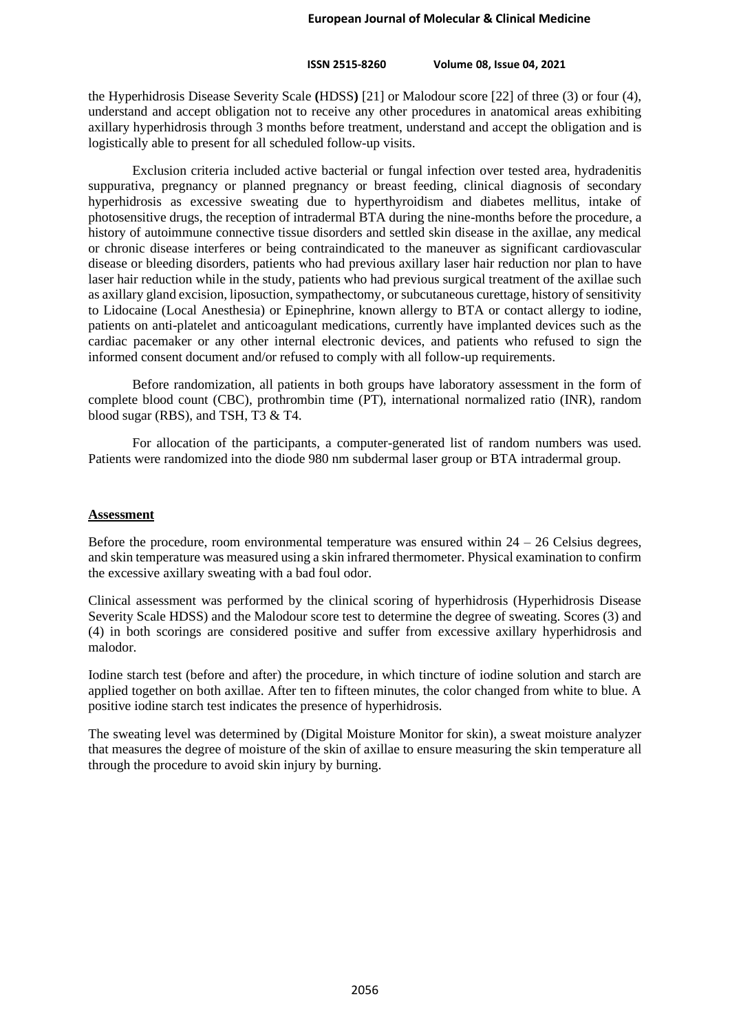the Hyperhidrosis Disease Severity Scale **(**HDSS**)** [21] or Malodour score [22] of three (3) or four (4), understand and accept obligation not to receive any other procedures in anatomical areas exhibiting axillary hyperhidrosis through 3 months before treatment, understand and accept the obligation and is logistically able to present for all scheduled follow-up visits.

Exclusion criteria included active bacterial or fungal infection over tested area, hydradenitis suppurativa, pregnancy or planned pregnancy or breast feeding, clinical diagnosis of secondary hyperhidrosis as excessive sweating due to hyperthyroidism and diabetes mellitus, intake of photosensitive drugs, the reception of intradermal BTA during the nine-months before the procedure, a history of autoimmune connective tissue disorders and settled skin disease in the axillae, any medical or chronic disease interferes or being contraindicated to the maneuver as significant cardiovascular disease or bleeding disorders, patients who had previous axillary laser hair reduction nor plan to have laser hair reduction while in the study, patients who had previous surgical treatment of the axillae such as axillary gland excision, liposuction, sympathectomy, or subcutaneous curettage, history of sensitivity to Lidocaine (Local Anesthesia) or Epinephrine, known allergy to BTA or contact allergy to iodine, patients on anti-platelet and anticoagulant medications, currently have implanted devices such as the cardiac pacemaker or any other internal electronic devices, and patients who refused to sign the informed consent document and/or refused to comply with all follow-up requirements.

Before randomization, all patients in both groups have laboratory assessment in the form of complete blood count (CBC), prothrombin time (PT), international normalized ratio (INR), random blood sugar (RBS), and TSH, T3 & T4.

For allocation of the participants, a computer-generated list of random numbers was used. Patients were randomized into the diode 980 nm subdermal laser group or BTA intradermal group.

## Assessment

Before the procedure, room environmental temperature was ensured within 24 – 26 Celsius degrees, and skin temperature was measured using a skin infrared thermometer. Physical examination to confirm the excessive axillary sweating with a bad foul odor.

Clinical assessment was performed by the clinical scoring of hyperhidrosis (Hyperhidrosis Disease Severity Scale HDSS) and the Malodour score test to determine the degree of sweating. Scores (3) and (4) in both scorings are considered positive and suffer from excessive axillary hyperhidrosis and malodor.

Iodine starch test (before and after) the procedure, in which tincture of iodine solution and starch are applied together on both axillae. After ten to fifteen minutes, the color changed from white to blue. A positive iodine starch test indicates the presence of hyperhidrosis.

The sweating level was determined by (Digital Moisture Monitor for skin), a sweat moisture analyzer that measures the degree of moisture of the skin of axillae to ensure measuring the skin temperature all through the procedure to avoid skin injury by burning.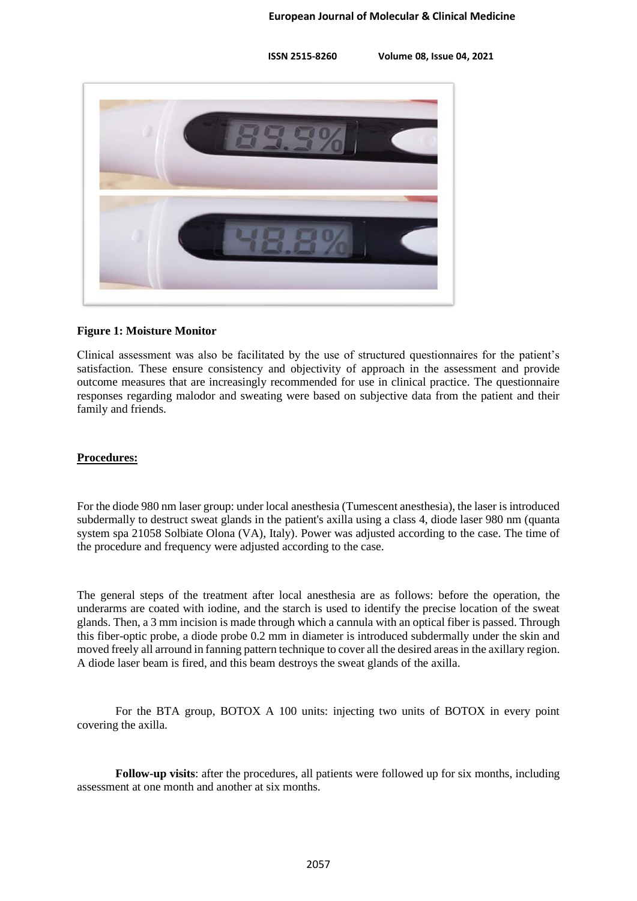**Figure 1: Moisture Monitor**

Clinical assessment was also be facilitated by the use of structured questionnaires for the patient's satisfaction. These ensure consistency and objectivity of approach in the assessment and provide outcome measures that are increasingly recommended for use in clinical practice. The questionnaire responses regarding malodor and sweating were based on subjective data from the patient and their family and friends.

## Procedures:

For the diode 980 nm laser group: under local anesthesia (Tumescent anesthesia), the laser is introduced subdermally to destruct sweat glands in the patient's axilla using a class 4, diode laser 980 nm (quanta system spa 21058 Solbiate Olona (VA), Italy). Power was adjusted according to the case. The time of the procedure and frequency were adjusted according to the case.

The general steps of the treatment after local anesthesia are as follows: before the operation, the underarms are coated with iodine, and the starch is used to identify the precise location of the sweat glands. Then, a 3 mm incision is made through which a cannula with an optical fiber is passed. Through this fiber-optic probe, a diode probe 0.2 mm in diameter is introduced subdermally under the skin and moved freely all arround in fanning pattern technique to cover all the desired areas in the axillary region. A diode laser beam is fired, and this beam destroys the sweat glands of the axilla.

For the BTA group, BOTOX A 100 units: injecting two units of BOTOX in every point covering the axilla.

**Follow-up visits**: after the procedures, all patients were followed up for six months, including assessment at one month and another at six months.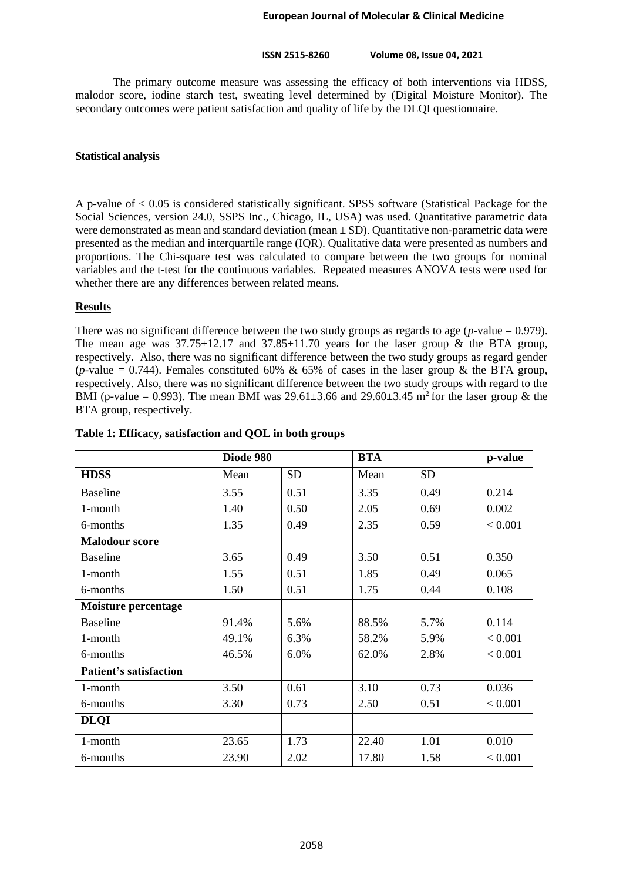The primary outcome measure was assessing the efficacy of both interventions via HDSS, malodor score, iodine starch test, sweating level determined by (Digital Moisture Monitor). The secondary outcomes were patient satisfaction and quality of life by the DLQI questionnaire.

### Statistical analysis

A p-value of < 0.05 is considered statistically significant. SPSS software (Statistical Package for the Social Sciences, version 24.0, SSPS Inc., Chicago, IL, USA) was used. Quantitative parametric data were demonstrated as mean and standard deviation (mean ± SD). Quantitative non-parametric data were presented as the median and interquartile range (IQR). Qualitative data were presented as numbers and proportions. The Chi-square test was calculated to compare between the two groups for nominal variables and the t-test for the continuous variables. Repeated measures ANOVA tests were used for whether there are any differences between related means.

## Results

There was no significant difference between the two study groups as regards to age (*p*-value = 0.979). The mean age was 37.75±12.17 and 37.85±11.70 years for the laser group & the BTA group, respectively. Also, there was no significant difference between the two study groups as regard gender (*p*-value = 0.744). Females constituted 60% & 65% of cases in the laser group & the BTA group, respectively. Also, there was no significant difference between the two study groups with regard to the BMI (p-value = 0.993). The mean BMI was 29.61±3.66 and 29.60±3.45 $m^2$ for the laser group & the BTA group, respectively.

**Table 1: Efficacy, satisfaction and QOL in both groups**

| | Diode 980 | | BTA | | p-value |
|---|---|---|---|---|---|
| **HDSS** | Mean | SD | Mean | SD | |
| Baseline | 3.55 | 0.51 | 3.35 | 0.49 | 0.214 |
| 1-month | 1.40 | 0.50 | 2.05 | 0.69 | 0.002 |
| 6-months | 1.35 | 0.49 | 2.35 | 0.59 | < 0.001 |
| **Malodour score** | | | | | |
| Baseline | 3.65 | 0.49 | 3.50 | 0.51 | 0.350 |
| 1-month | 1.55 | 0.51 | 1.85 | 0.49 | 0.065 |
| 6-months | 1.50 | 0.51 | 1.75 | 0.44 | 0.108 |
| **Moisture percentage** | | | | | |
| Baseline | 91.4% | 5.6% | 88.5% | 5.7% | 0.114 |
| 1-month | 49.1% | 6.3% | 58.2% | 5.9% | < 0.001 |
| 6-months | 46.5% | 6.0% | 62.0% | 2.8% | < 0.001 |
| **Patient's satisfaction** | | | | | |
| 1-month | 3.50 | 0.61 | 3.10 | 0.73 | 0.036 |
| 6-months | 3.30 | 0.73 | 2.50 | 0.51 | < 0.001 |
| **DLQI** | | | | | |
| 1-month | 23.65 | 1.73 | 22.40 | 1.01 | 0.010 |
| 6-months | 23.90 | 2.02 | 17.80 | 1.58 | < 0.001 |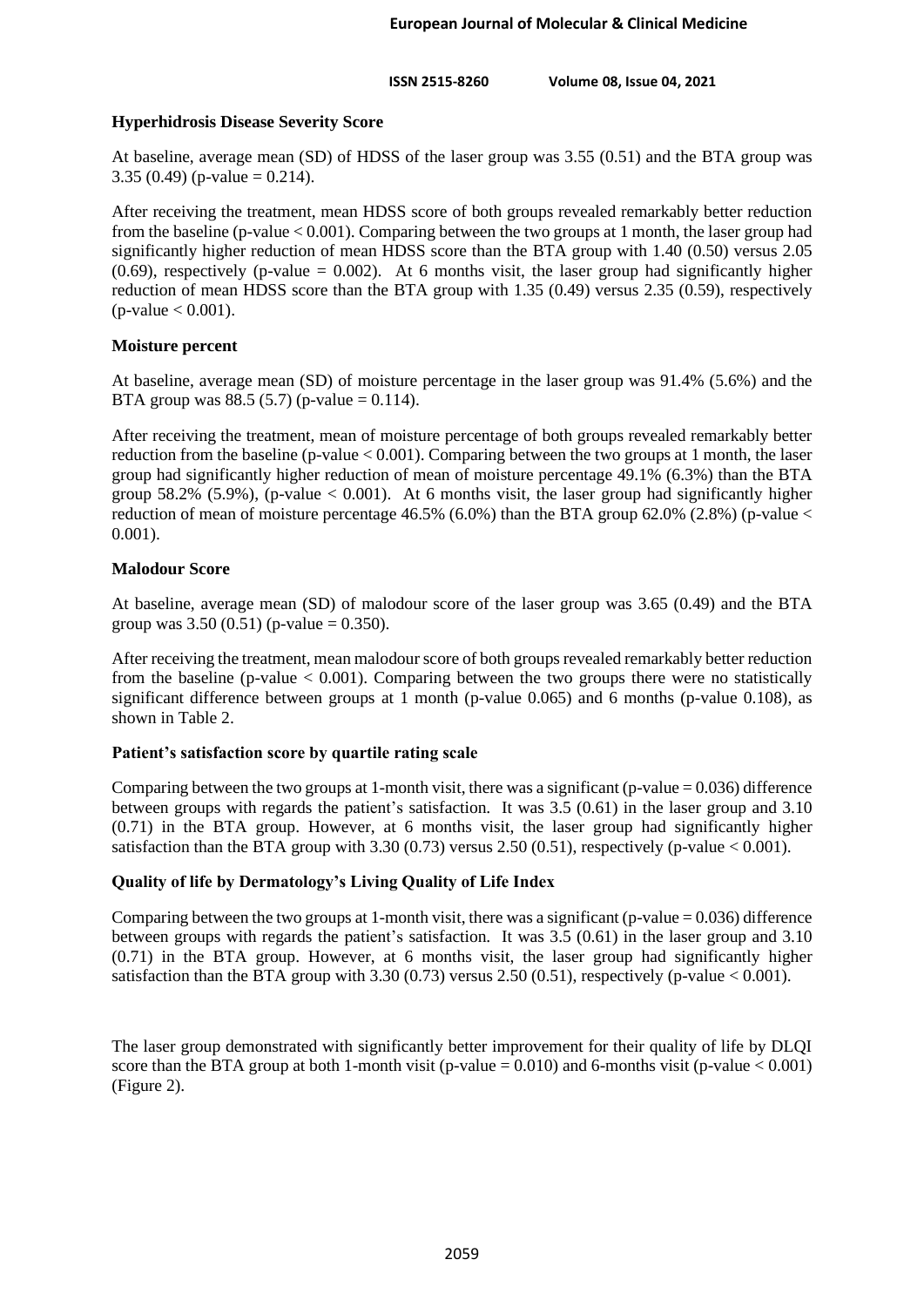**Hyperhidrosis Disease Severity Score**

At baseline, average mean (SD) of HDSS of the laser group was 3.55 (0.51) and the BTA group was 3.35 (0.49) (p-value = 0.214).

After receiving the treatment, mean HDSS score of both groups revealed remarkably better reduction from the baseline (p-value < 0.001). Comparing between the two groups at 1 month, the laser group had significantly higher reduction of mean HDSS score than the BTA group with 1.40 (0.50) versus 2.05 (0.69), respectively (p-value = 0.002). At 6 months visit, the laser group had significantly higher reduction of mean HDSS score than the BTA group with 1.35 (0.49) versus 2.35 (0.59), respectively (p-value < 0.001).

**Moisture percent**

At baseline, average mean (SD) of moisture percentage in the laser group was 91.4% (5.6%) and the BTA group was 88.5 (5.7) (p-value = 0.114).

After receiving the treatment, mean of moisture percentage of both groups revealed remarkably better reduction from the baseline (p-value < 0.001). Comparing between the two groups at 1 month, the laser group had significantly higher reduction of mean of moisture percentage 49.1% (6.3%) than the BTA group 58.2% (5.9%), (p-value < 0.001). At 6 months visit, the laser group had significantly higher reduction of mean of moisture percentage 46.5% (6.0%) than the BTA group 62.0% (2.8%) (p-value < 0.001).

**Malodour Score**

At baseline, average mean (SD) of malodour score of the laser group was 3.65 (0.49) and the BTA group was 3.50 (0.51) (p-value = 0.350).

After receiving the treatment, mean malodour score of both groups revealed remarkably better reduction from the baseline (p-value < 0.001). Comparing between the two groups there were no statistically significant difference between groups at 1 month (p-value 0.065) and 6 months (p-value 0.108), as shown in Table 2.

**Patient's satisfaction score by quartile rating scale**

Comparing between the two groups at 1-month visit, there was a significant (p-value = 0.036) difference between groups with regards the patient's satisfaction. It was 3.5 (0.61) in the laser group and 3.10 (0.71) in the BTA group. However, at 6 months visit, the laser group had significantly higher satisfaction than the BTA group with 3.30 (0.73) versus 2.50 (0.51), respectively (p-value < 0.001).

**Quality of life by Dermatology's Living Quality of Life Index**

Comparing between the two groups at 1-month visit, there was a significant (p-value = 0.036) difference between groups with regards the patient's satisfaction. It was 3.5 (0.61) in the laser group and 3.10 (0.71) in the BTA group. However, at 6 months visit, the laser group had significantly higher satisfaction than the BTA group with 3.30 (0.73) versus 2.50 (0.51), respectively (p-value < 0.001).

The laser group demonstrated with significantly better improvement for their quality of life by DLQI score than the BTA group at both 1-month visit (p-value = 0.010) and 6-months visit (p-value < 0.001) (Figure 2).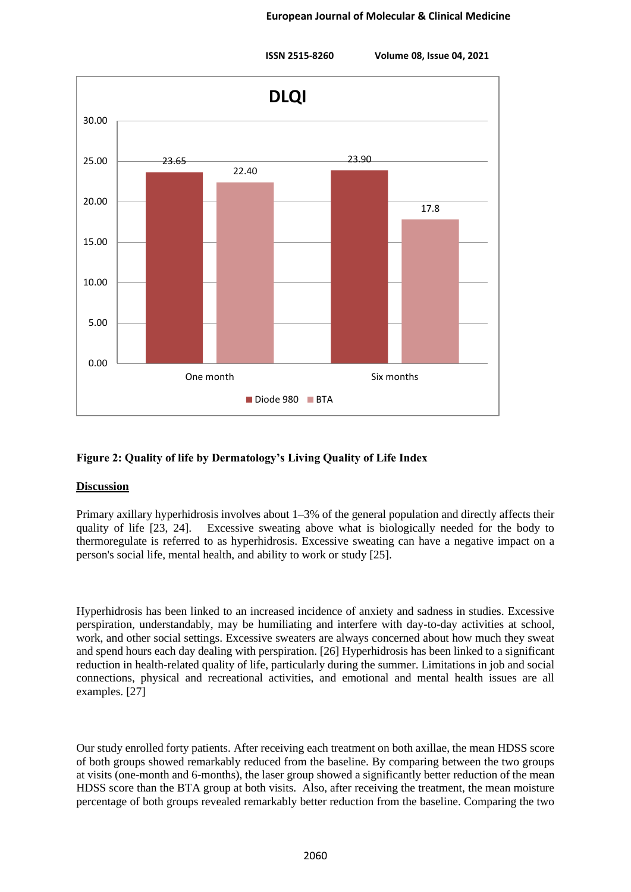**Figure 2: Quality of life by Dermatology's Living Quality of Life Index**

## Discussion

Primary axillary hyperhidrosis involves about 1–3% of the general population and directly affects their quality of life [23, 24]. Excessive sweating above what is biologically needed for the body to thermoregulate is referred to as hyperhidrosis. Excessive sweating can have a negative impact on a person's social life, mental health, and ability to work or study [25].

Hyperhidrosis has been linked to an increased incidence of anxiety and sadness in studies. Excessive perspiration, understandably, may be humiliating and interfere with day-to-day activities at school, work, and other social settings. Excessive sweaters are always concerned about how much they sweat and spend hours each day dealing with perspiration. [26] Hyperhidrosis has been linked to a significant reduction in health-related quality of life, particularly during the summer. Limitations in job and social connections, physical and recreational activities, and emotional and mental health issues are all examples. [27]

Our study enrolled forty patients. After receiving each treatment on both axillae, the mean HDSS score of both groups showed remarkably reduced from the baseline. By comparing between the two groups at visits (one-month and 6-months), the laser group showed a significantly better reduction of the mean HDSS score than the BTA group at both visits. Also, after receiving the treatment, the mean moisture percentage of both groups revealed remarkably better reduction from the baseline. Comparing the two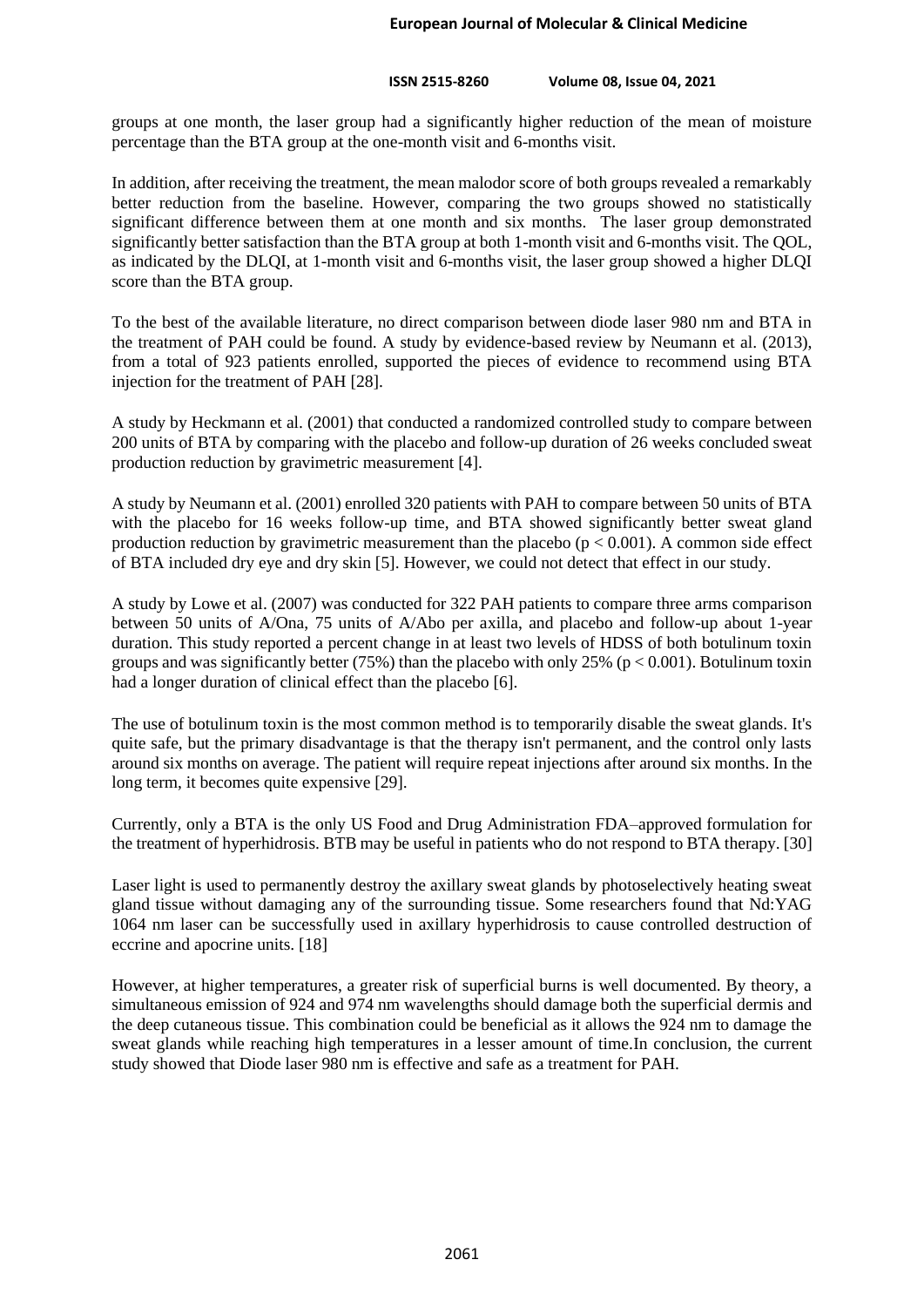groups at one month, the laser group had a significantly higher reduction of the mean of moisture percentage than the BTA group at the one-month visit and 6-months visit.

In addition, after receiving the treatment, the mean malodor score of both groups revealed a remarkably better reduction from the baseline. However, comparing the two groups showed no statistically significant difference between them at one month and six months. The laser group demonstrated significantly better satisfaction than the BTA group at both 1-month visit and 6-months visit. The QOL, as indicated by the DLQI, at 1-month visit and 6-months visit, the laser group showed a higher DLQI score than the BTA group.

To the best of the available literature, no direct comparison between diode laser 980 nm and BTA in the treatment of PAH could be found. A study by evidence-based review by Neumann et al. (2013), from a total of 923 patients enrolled, supported the pieces of evidence to recommend using BTA injection for the treatment of PAH [28].

A study by Heckmann et al. (2001) that conducted a randomized controlled study to compare between 200 units of BTA by comparing with the placebo and follow-up duration of 26 weeks concluded sweat production reduction by gravimetric measurement [4].

A study by Neumann et al. (2001) enrolled 320 patients with PAH to compare between 50 units of BTA with the placebo for 16 weeks follow-up time, and BTA showed significantly better sweat gland production reduction by gravimetric measurement than the placebo ($p < 0.001$). A common side effect of BTA included dry eye and dry skin [5]. However, we could not detect that effect in our study.

A study by Lowe et al. (2007) was conducted for 322 PAH patients to compare three arms comparison between 50 units of A/Ona, 75 units of A/Abo per axilla, and placebo and follow-up about 1-year duration. This study reported a percent change in at least two levels of HDSS of both botulinum toxin groups and was significantly better (75%) than the placebo with only 25% ($p < 0.001$). Botulinum toxin had a longer duration of clinical effect than the placebo [6].

The use of botulinum toxin is the most common method is to temporarily disable the sweat glands. It's quite safe, but the primary disadvantage is that the therapy isn't permanent, and the control only lasts around six months on average. The patient will require repeat injections after around six months. In the long term, it becomes quite expensive [29].

Currently, only a BTA is the only US Food and Drug Administration FDA–approved formulation for the treatment of hyperhidrosis. BTB may be useful in patients who do not respond to BTA therapy. [30]

Laser light is used to permanently destroy the axillary sweat glands by photoselectively heating sweat gland tissue without damaging any of the surrounding tissue. Some researchers found that Nd:YAG 1064 nm laser can be successfully used in axillary hyperhidrosis to cause controlled destruction of eccrine and apocrine units. [18]

However, at higher temperatures, a greater risk of superficial burns is well documented. By theory, a simultaneous emission of 924 and 974 nm wavelengths should damage both the superficial dermis and the deep cutaneous tissue. This combination could be beneficial as it allows the 924 nm to damage the sweat glands while reaching high temperatures in a lesser amount of time.In conclusion, the current study showed that Diode laser 980 nm is effective and safe as a treatment for PAH.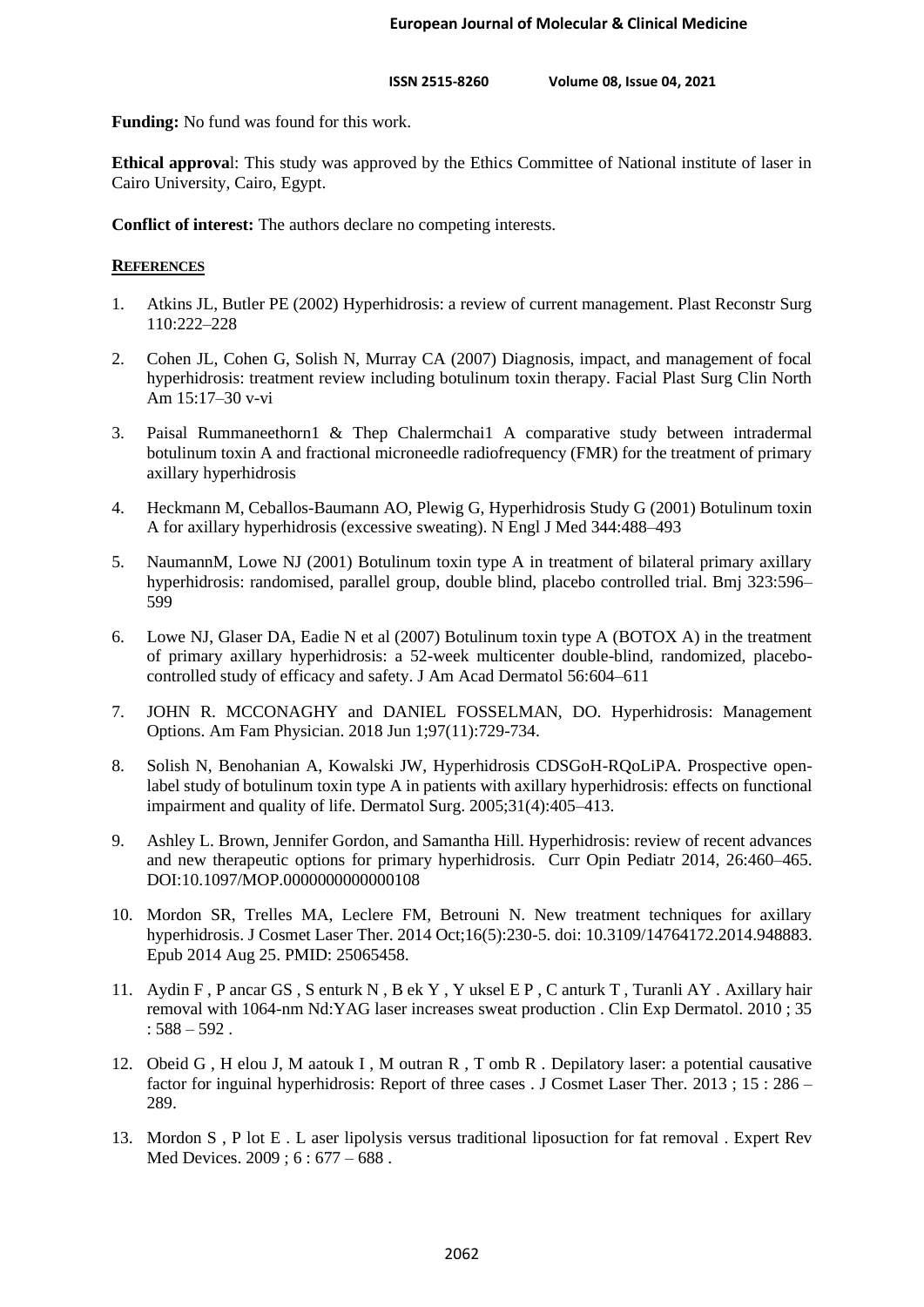**Funding:** No fund was found for this work.

**Ethical approva**l: This study was approved by the Ethics Committee of National institute of laser in Cairo University, Cairo, Egypt.

**Conflict of interest:** The authors declare no competing interests.

## REFERENCES

1. Atkins JL, Butler PE (2002) Hyperhidrosis: a review of current management. Plast Reconstr Surg 110:222–228
2. Cohen JL, Cohen G, Solish N, Murray CA (2007) Diagnosis, impact, and management of focal hyperhidrosis: treatment review including botulinum toxin therapy. Facial Plast Surg Clin North Am 15:17–30 v-vi
3. Paisal Rummaneethorn1 & Thep Chalermchai1 A comparative study between intradermal botulinum toxin A and fractional microneedle radiofrequency (FMR) for the treatment of primary axillary hyperhidrosis
4. Heckmann M, Ceballos-Baumann AO, Plewig G, Hyperhidrosis Study G (2001) Botulinum toxin A for axillary hyperhidrosis (excessive sweating). N Engl J Med 344:488–493
5. NaumannM, Lowe NJ (2001) Botulinum toxin type A in treatment of bilateral primary axillary hyperhidrosis: randomised, parallel group, double blind, placebo controlled trial. Bmj 323:596–599
6. Lowe NJ, Glaser DA, Eadie N et al (2007) Botulinum toxin type A (BOTOX A) in the treatment of primary axillary hyperhidrosis: a 52-week multicenter double-blind, randomized, placebo-controlled study of efficacy and safety. J Am Acad Dermatol 56:604–611
7. JOHN R. MCCONAGHY and DANIEL FOSSELMAN, DO. Hyperhidrosis: Management Options. Am Fam Physician. 2018 Jun 1;97(11):729-734.
8. Solish N, Benohanian A, Kowalski JW, Hyperhidrosis CDSGoH-RQoLiPA. Prospective open-label study of botulinum toxin type A in patients with axillary hyperhidrosis: effects on functional impairment and quality of life. Dermatol Surg. 2005;31(4):405–413.
9. Ashley L. Brown, Jennifer Gordon, and Samantha Hill. Hyperhidrosis: review of recent advances and new therapeutic options for primary hyperhidrosis. Curr Opin Pediatr 2014, 26:460–465. DOI:10.1097/MOP.0000000000000108
10. Mordon SR, Trelles MA, Leclere FM, Betrouni N. New treatment techniques for axillary hyperhidrosis. J Cosmet Laser Ther. 2014 Oct;16(5):230-5. doi: 10.3109/14764172.2014.948883. Epub 2014 Aug 25. PMID: 25065458.
11. Aydin F , P ancar GS , S enturk N , B ek Y , Y uksel E P , C anturk T , Turanli AY . Axillary hair removal with 1064-nm Nd:YAG laser increases sweat production . Clin Exp Dermatol. 2010 ; 35 : 588 – 592 .
12. Obeid G , H elou J, M aatouk I , M outran R , T omb R . Depilatory laser: a potential causative factor for inguinal hyperhidrosis: Report of three cases . J Cosmet Laser Ther. 2013 ; 15 : 286 – 289.
13. Mordon S , P lot E . L aser lipolysis versus traditional liposuction for fat removal . Expert Rev Med Devices. 2009 ; 6 : 677 – 688 .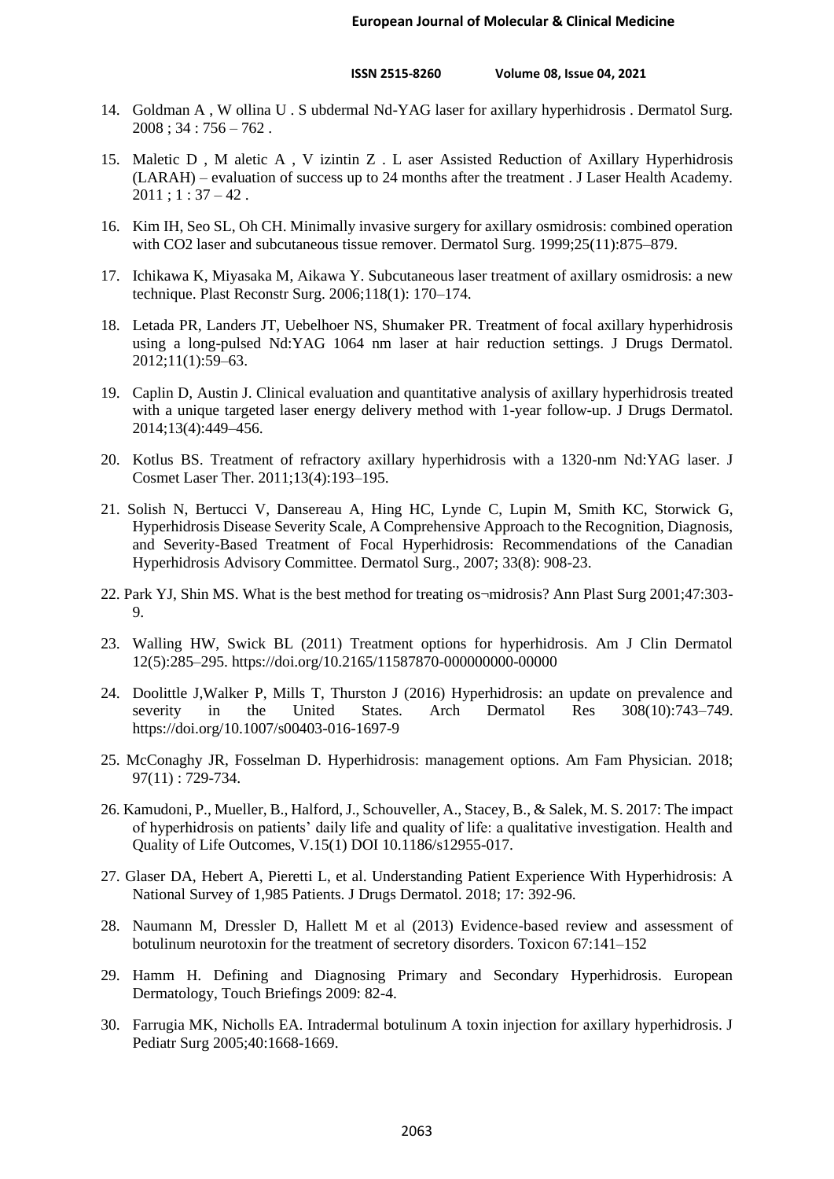14. Goldman A , W ollina U . S ubdermal Nd-YAG laser for axillary hyperhidrosis . Dermatol Surg. 2008 ; 34 : 756 – 762 .
15. Maletic D , M aletic A , V izintin Z . L aser Assisted Reduction of Axillary Hyperhidrosis (LARAH) – evaluation of success up to 24 months after the treatment . J Laser Health Academy. 2011 ; 1 : 37 – 42 .
16. Kim IH, Seo SL, Oh CH. Minimally invasive surgery for axillary osmidrosis: combined operation with CO2 laser and subcutaneous tissue remover. Dermatol Surg. 1999;25(11):875–879.
17. Ichikawa K, Miyasaka M, Aikawa Y. Subcutaneous laser treatment of axillary osmidrosis: a new technique. Plast Reconstr Surg. 2006;118(1): 170–174.
18. Letada PR, Landers JT, Uebelhoer NS, Shumaker PR. Treatment of focal axillary hyperhidrosis using a long-pulsed Nd:YAG 1064 nm laser at hair reduction settings. J Drugs Dermatol. 2012;11(1):59–63.
19. Caplin D, Austin J. Clinical evaluation and quantitative analysis of axillary hyperhidrosis treated with a unique targeted laser energy delivery method with 1-year follow-up. J Drugs Dermatol. 2014;13(4):449–456.
20. Kotlus BS. Treatment of refractory axillary hyperhidrosis with a 1320-nm Nd:YAG laser. J Cosmet Laser Ther. 2011;13(4):193–195.
21. Solish N, Bertucci V, Dansereau A, Hing HC, Lynde C, Lupin M, Smith KC, Storwick G, Hyperhidrosis Disease Severity Scale, A Comprehensive Approach to the Recognition, Diagnosis, and Severity-Based Treatment of Focal Hyperhidrosis: Recommendations of the Canadian Hyperhidrosis Advisory Committee. Dermatol Surg., 2007; 33(8): 908-23.
22. Park YJ, Shin MS. What is the best method for treating os¬midrosis? Ann Plast Surg 2001;47:303-9.
23. Walling HW, Swick BL (2011) Treatment options for hyperhidrosis. Am J Clin Dermatol 12(5):285–295. https://doi.org/10.2165/11587870-000000000-00000
24. Doolittle J,Walker P, Mills T, Thurston J (2016) Hyperhidrosis: an update on prevalence and severity in the United States. Arch Dermatol Res 308(10):743–749. https://doi.org/10.1007/s00403-016-1697-9
25. McConaghy JR, Fosselman D. Hyperhidrosis: management options. Am Fam Physician. 2018; 97(11) : 729-734.
26. Kamudoni, P., Mueller, B., Halford, J., Schouveller, A., Stacey, B., & Salek, M. S. 2017: The impact of hyperhidrosis on patients' daily life and quality of life: a qualitative investigation. Health and Quality of Life Outcomes, V.15(1) DOI 10.1186/s12955-017.
27. Glaser DA, Hebert A, Pieretti L, et al. Understanding Patient Experience With Hyperhidrosis: A National Survey of 1,985 Patients. J Drugs Dermatol. 2018; 17: 392-96.
28. Naumann M, Dressler D, Hallett M et al (2013) Evidence-based review and assessment of botulinum neurotoxin for the treatment of secretory disorders. Toxicon 67:141–152
29. Hamm H. Defining and Diagnosing Primary and Secondary Hyperhidrosis. European Dermatology, Touch Briefings 2009: 82-4.
30. Farrugia MK, Nicholls EA. Intradermal botulinum A toxin injection for axillary hyperhidrosis. J Pediatr Surg 2005;40:1668-1669.